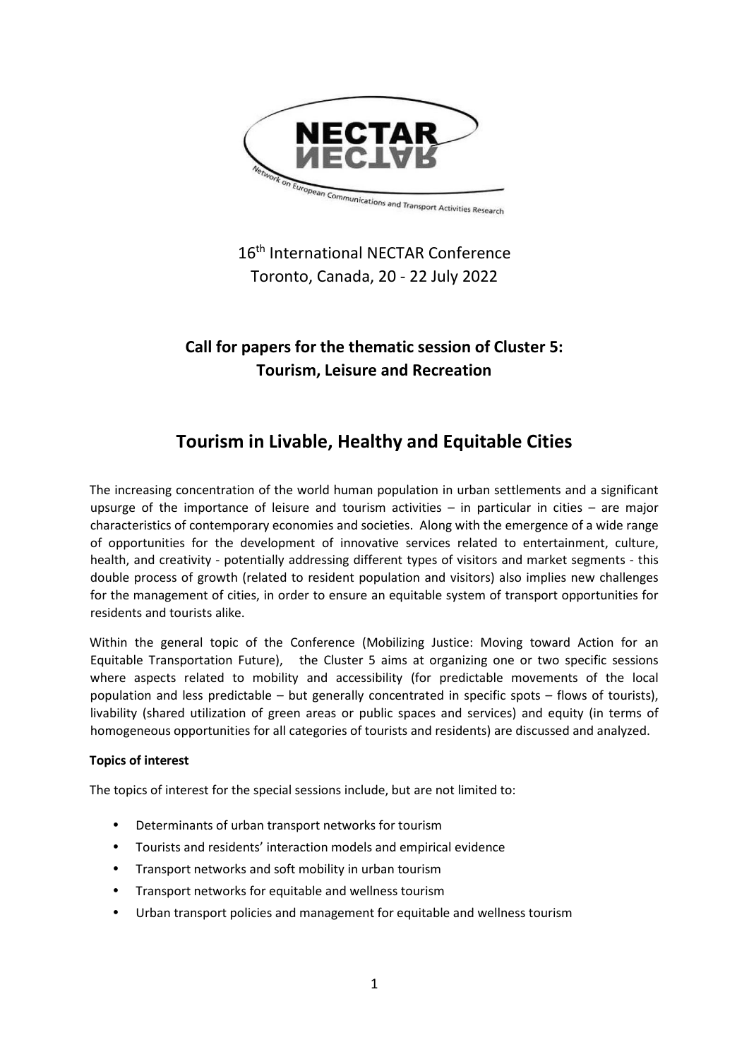16th International NECTAR Conference
Toronto, Canada, 20 - 22 July 2022

**Call for papers for the thematic session of Cluster 5:**
**Tourism, Leisure and Recreation**

# Tourism in Livable, Healthy and Equitable Cities

The increasing concentration of the world human population in urban settlements and a significant upsurge of the importance of leisure and tourism activities – in particular in cities – are major characteristics of contemporary economies and societies. Along with the emergence of a wide range of opportunities for the development of innovative services related to entertainment, culture, health, and creativity - potentially addressing different types of visitors and market segments - this double process of growth (related to resident population and visitors) also implies new challenges for the management of cities, in order to ensure an equitable system of transport opportunities for residents and tourists alike.

Within the general topic of the Conference (Mobilizing Justice: Moving toward Action for an Equitable Transportation Future), the Cluster 5 aims at organizing one or two specific sessions where aspects related to mobility and accessibility (for predictable movements of the local population and less predictable – but generally concentrated in specific spots – flows of tourists), livability (shared utilization of green areas or public spaces and services) and equity (in terms of homogeneous opportunities for all categories of tourists and residents) are discussed and analyzed.

**Topics of interest**

The topics of interest for the special sessions include, but are not limited to:

- Determinants of urban transport networks for tourism
- Tourists and residents' interaction models and empirical evidence
- Transport networks and soft mobility in urban tourism
- Transport networks for equitable and wellness tourism
- Urban transport policies and management for equitable and wellness tourism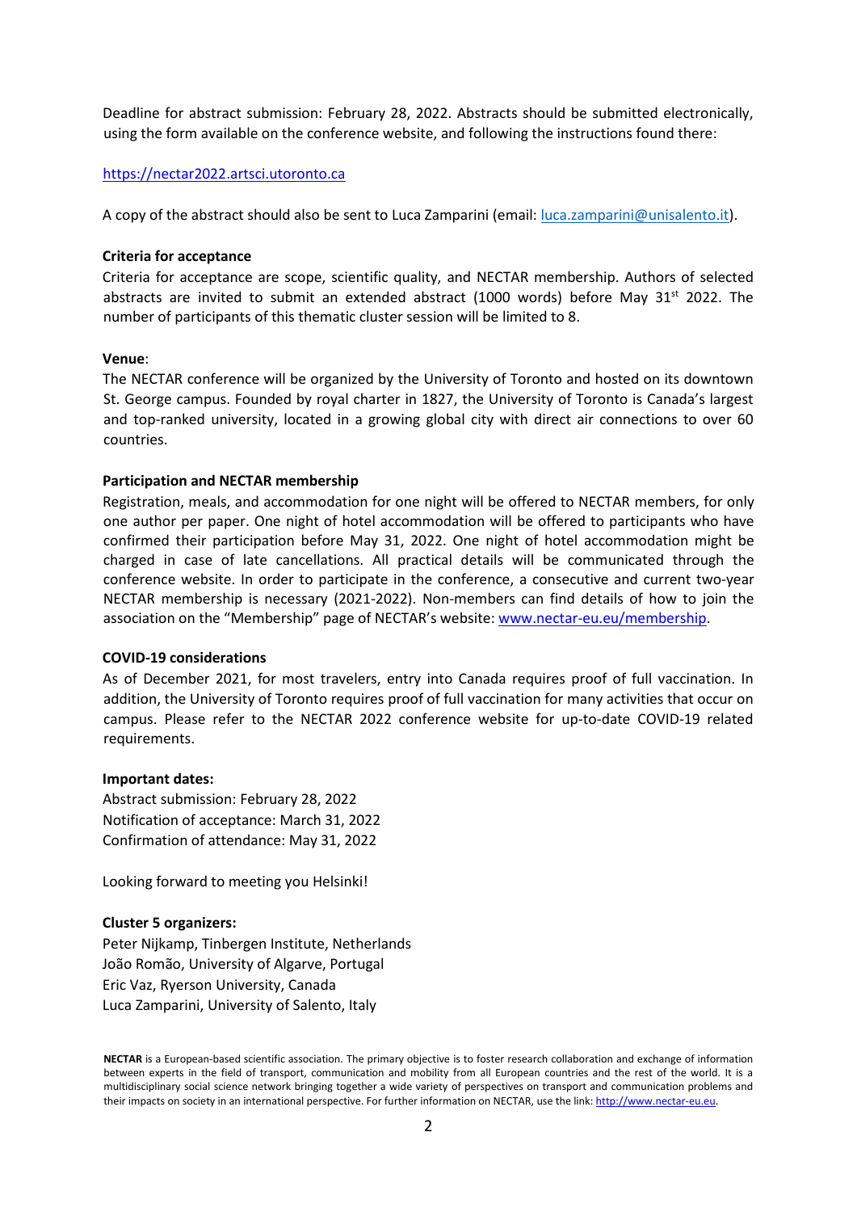Deadline for abstract submission: February 28, 2022. Abstracts should be submitted electronically, using the form available on the conference website, and following the instructions found there:

https://nectar2022.artsci.utoronto.ca

A copy of the abstract should also be sent to Luca Zamparini (email: luca.zamparini@unisalento.it).

**Criteria for acceptance**

Criteria for acceptance are scope, scientific quality, and NECTAR membership. Authors of selected abstracts are invited to submit an extended abstract (1000 words) before May 31st 2022. The number of participants of this thematic cluster session will be limited to 8.

**Venue**:

The NECTAR conference will be organized by the University of Toronto and hosted on its downtown St. George campus. Founded by royal charter in 1827, the University of Toronto is Canada's largest and top-ranked university, located in a growing global city with direct air connections to over 60 countries.

**Participation and NECTAR membership**

Registration, meals, and accommodation for one night will be offered to NECTAR members, for only one author per paper. One night of hotel accommodation will be offered to participants who have confirmed their participation before May 31, 2022. One night of hotel accommodation might be charged in case of late cancellations. All practical details will be communicated through the conference website. In order to participate in the conference, a consecutive and current two-year NECTAR membership is necessary (2021-2022). Non-members can find details of how to join the association on the "Membership" page of NECTAR's website: www.nectar-eu.eu/membership.

**COVID-19 considerations**

As of December 2021, for most travelers, entry into Canada requires proof of full vaccination. In addition, the University of Toronto requires proof of full vaccination for many activities that occur on campus. Please refer to the NECTAR 2022 conference website for up-to-date COVID-19 related requirements.

**Important dates:**

Abstract submission: February 28, 2022
Notification of acceptance: March 31, 2022
Confirmation of attendance: May 31, 2022

Looking forward to meeting you Helsinki!

**Cluster 5 organizers:**

Peter Nijkamp, Tinbergen Institute, Netherlands
João Romão, University of Algarve, Portugal
Eric Vaz, Ryerson University, Canada
Luca Zamparini, University of Salento, Italy

**NECTAR** is a European-based scientific association. The primary objective is to foster research collaboration and exchange of information between experts in the field of transport, communication and mobility from all European countries and the rest of the world. It is a multidisciplinary social science network bringing together a wide variety of perspectives on transport and communication problems and their impacts on society in an international perspective. For further information on NECTAR, use the link: http://www.nectar-eu.eu.